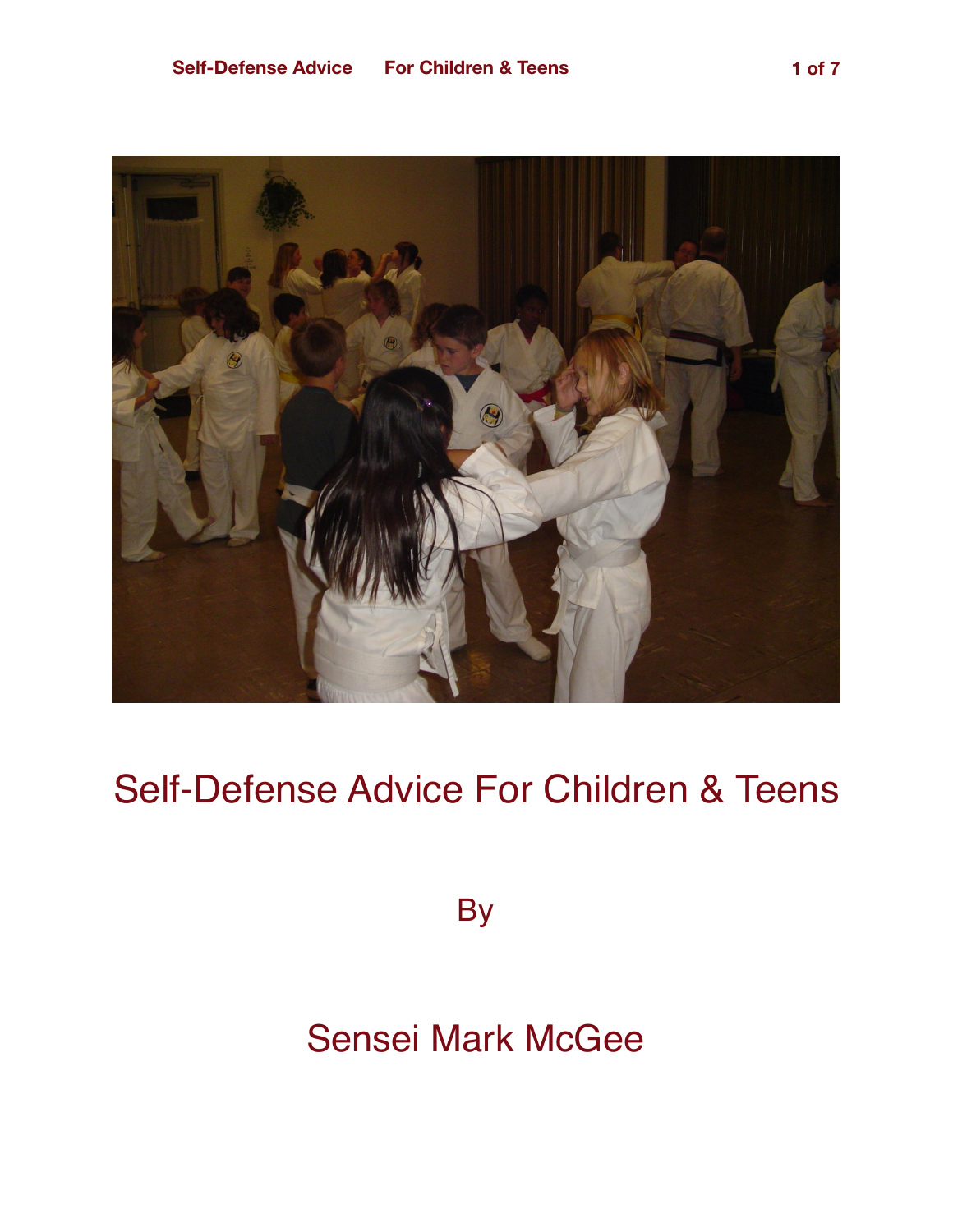# Self-Defense Advice For Children & Teens

By

Sensei Mark McGee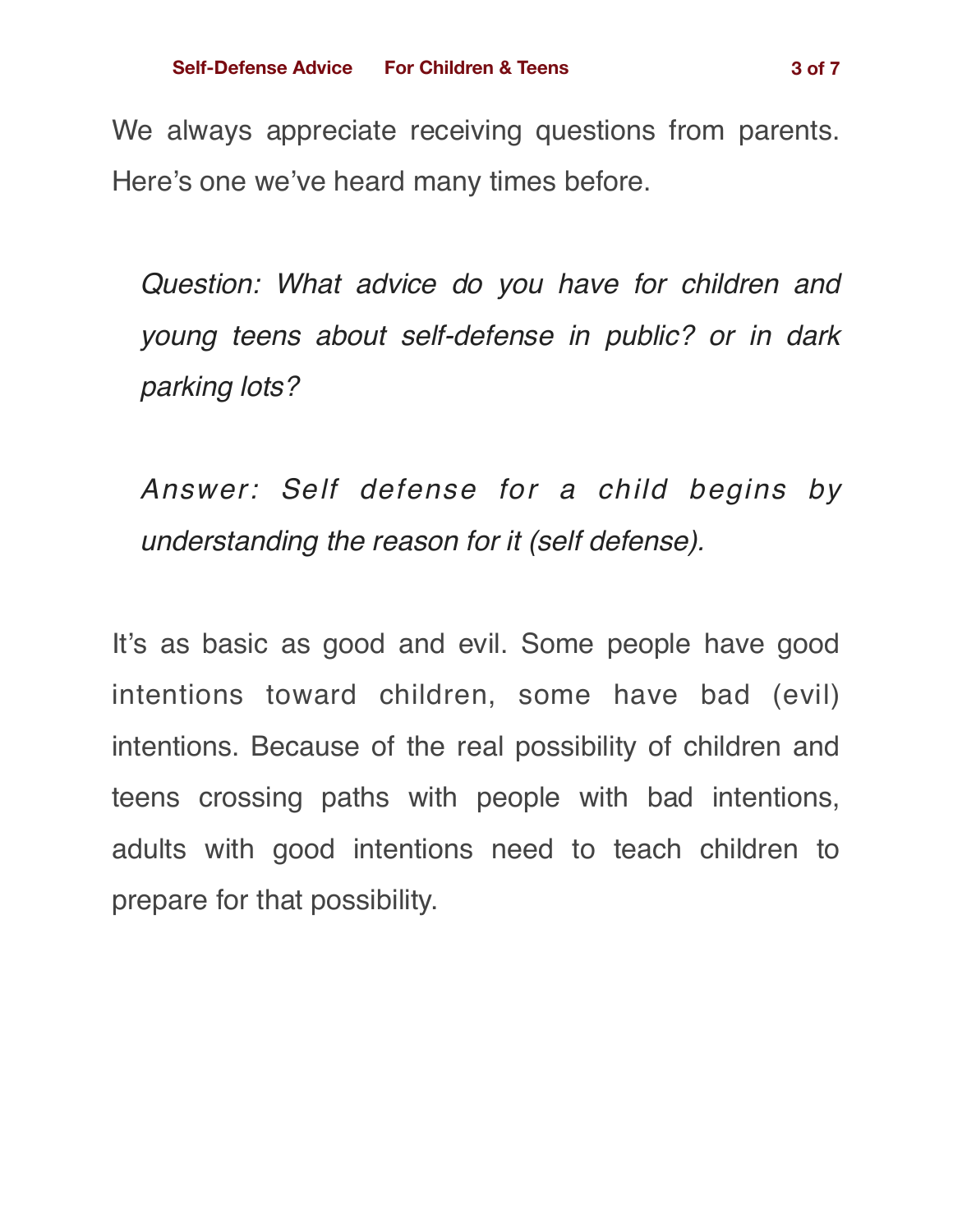We always appreciate receiving questions from parents. Here's one we've heard many times before.

> *Question: What advice do you have for children and young teens about self-defense in public? or in dark parking lots?*

> *Answer: Self defense for a child begins by understanding the reason for it (self defense).*

It's as basic as good and evil. Some people have good intentions toward children, some have bad (evil) intentions. Because of the real possibility of children and teens crossing paths with people with bad intentions, adults with good intentions need to teach children to prepare for that possibility.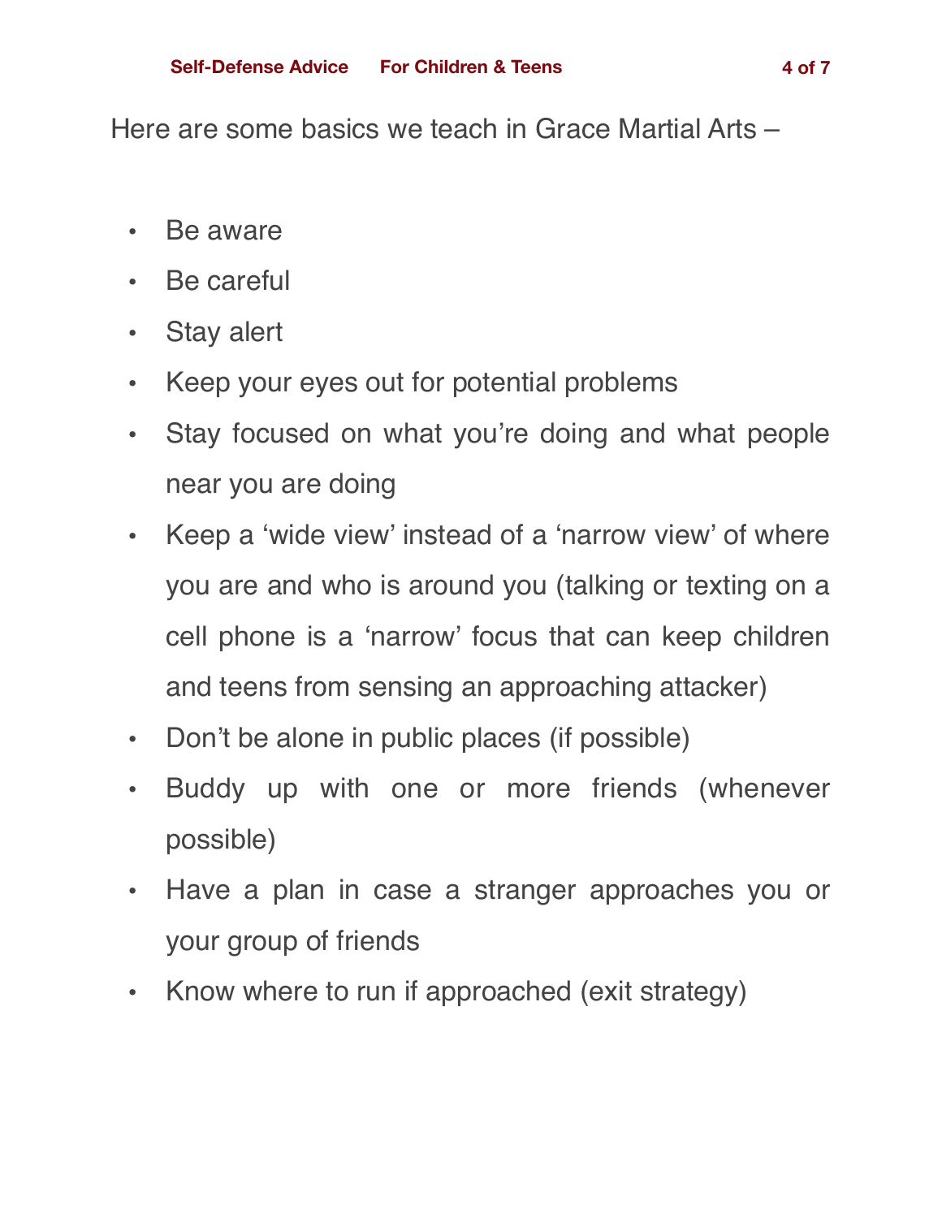Here are some basics we teach in Grace Martial Arts –

- Be aware
- Be careful
- Stay alert
- Keep your eyes out for potential problems
- Stay focused on what you're doing and what people near you are doing
- Keep a 'wide view' instead of a 'narrow view' of where you are and who is around you (talking or texting on a cell phone is a 'narrow' focus that can keep children and teens from sensing an approaching attacker)
- Don't be alone in public places (if possible)
- Buddy up with one or more friends (whenever possible)
- Have a plan in case a stranger approaches you or your group of friends
- Know where to run if approached (exit strategy)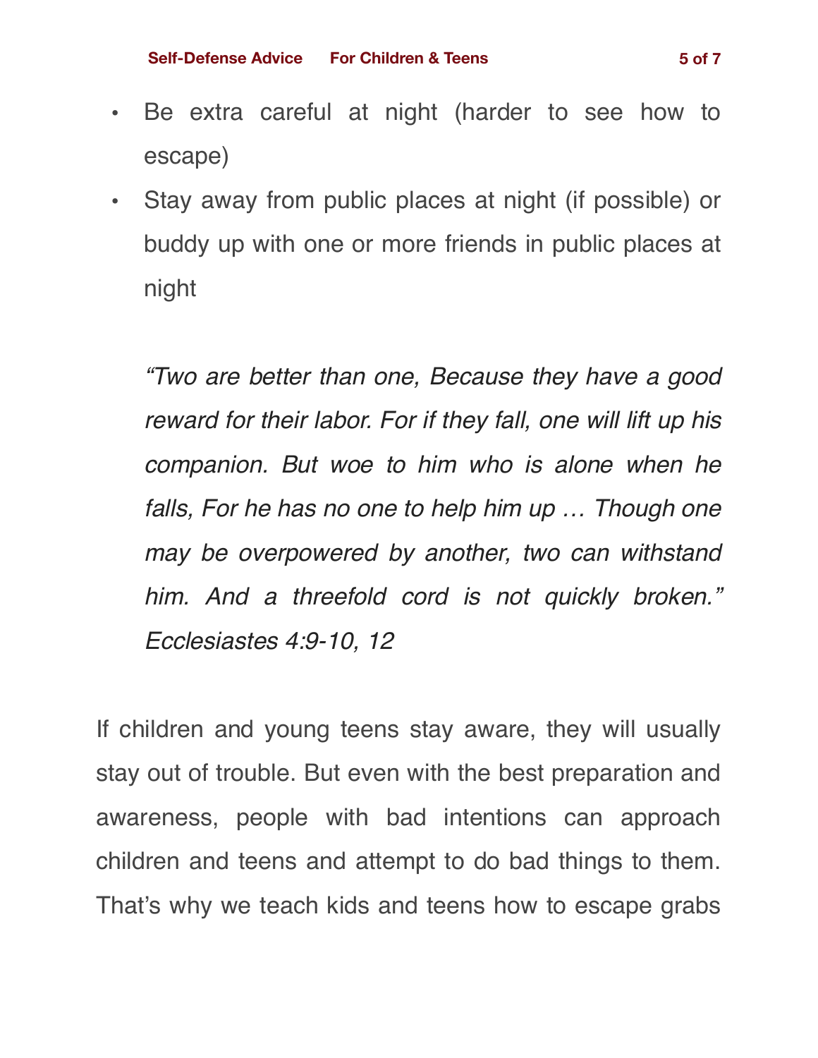- Be extra careful at night (harder to see how to escape)
- Stay away from public places at night (if possible) or buddy up with one or more friends in public places at night

> *"Two are better than one, Because they have a good reward for their labor. For if they fall, one will lift up his companion. But woe to him who is alone when he falls, For he has no one to help him up … Though one may be overpowered by another, two can withstand him. And a threefold cord is not quickly broken." Ecclesiastes 4:9-10, 12*

If children and young teens stay aware, they will usually stay out of trouble. But even with the best preparation and awareness, people with bad intentions can approach children and teens and attempt to do bad things to them. That's why we teach kids and teens how to escape grabs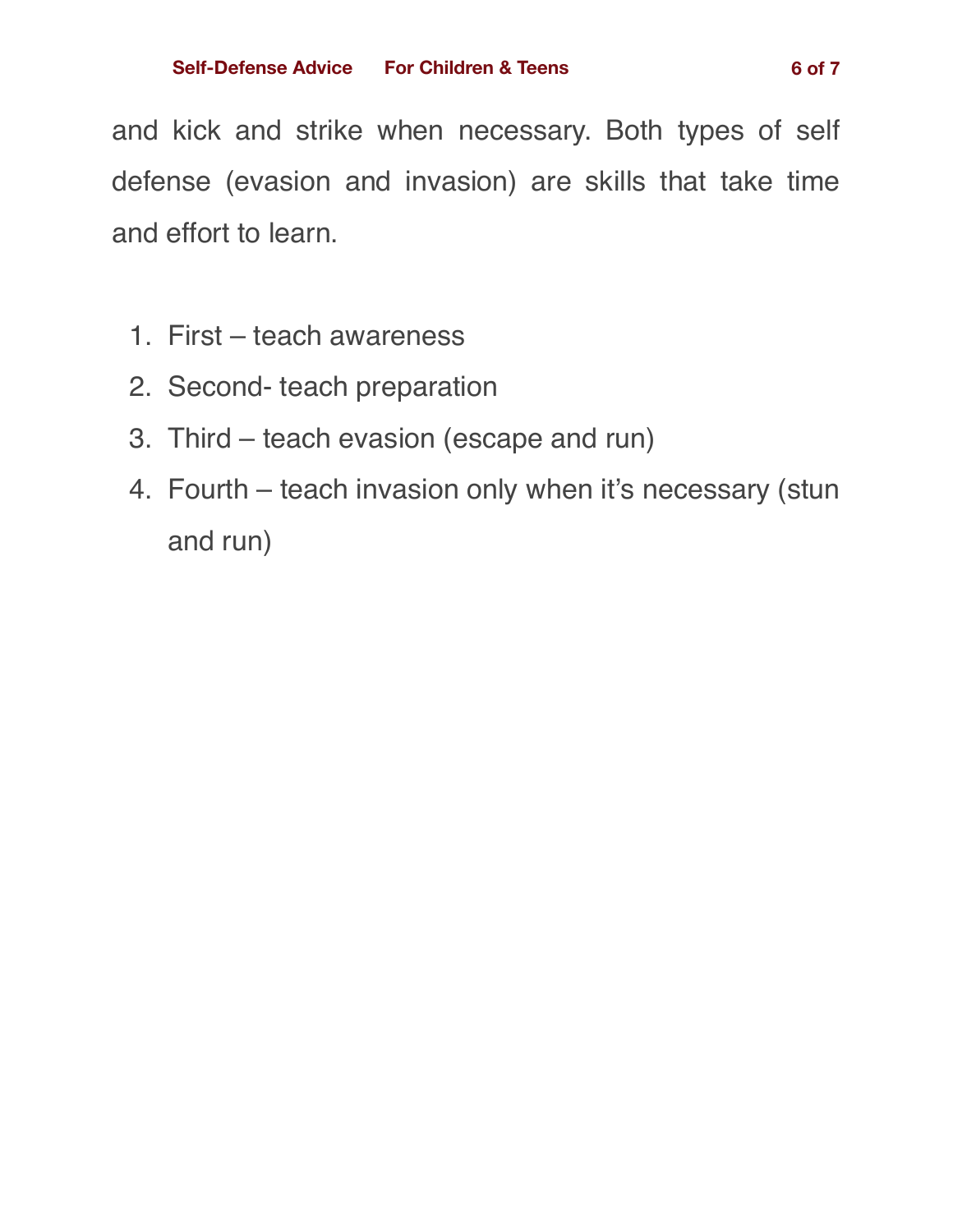and kick and strike when necessary. Both types of self defense (evasion and invasion) are skills that take time and effort to learn.

1. First – teach awareness
2. Second- teach preparation
3. Third – teach evasion (escape and run)
4. Fourth – teach invasion only when it's necessary (stun and run)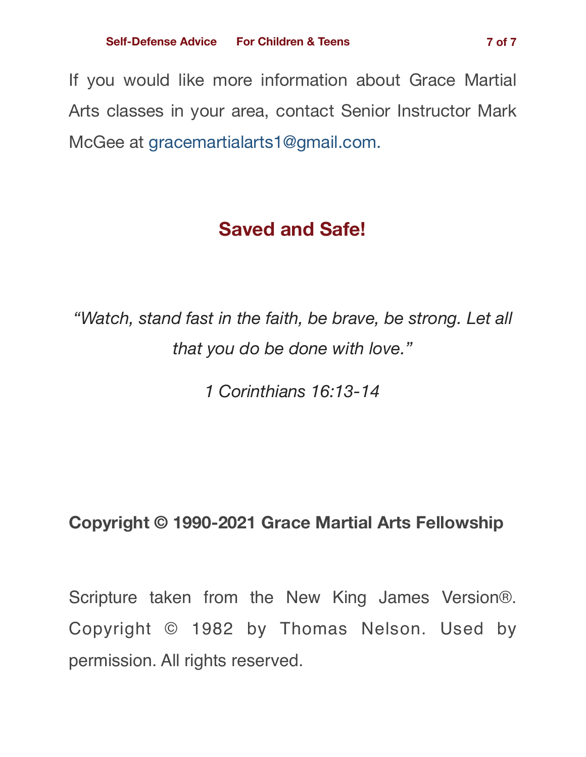If you would like more information about Grace Martial Arts classes in your area, contact Senior Instructor Mark McGee at gracemartialarts1@gmail.com.

## Saved and Safe!

*"Watch, stand fast in the faith, be brave, be strong. Let all that you do be done with love."*

*1 Corinthians 16:13-14*

**Copyright © 1990-2021 Grace Martial Arts Fellowship**

Scripture taken from the New King James Version®. Copyright © 1982 by Thomas Nelson. Used by permission. All rights reserved.